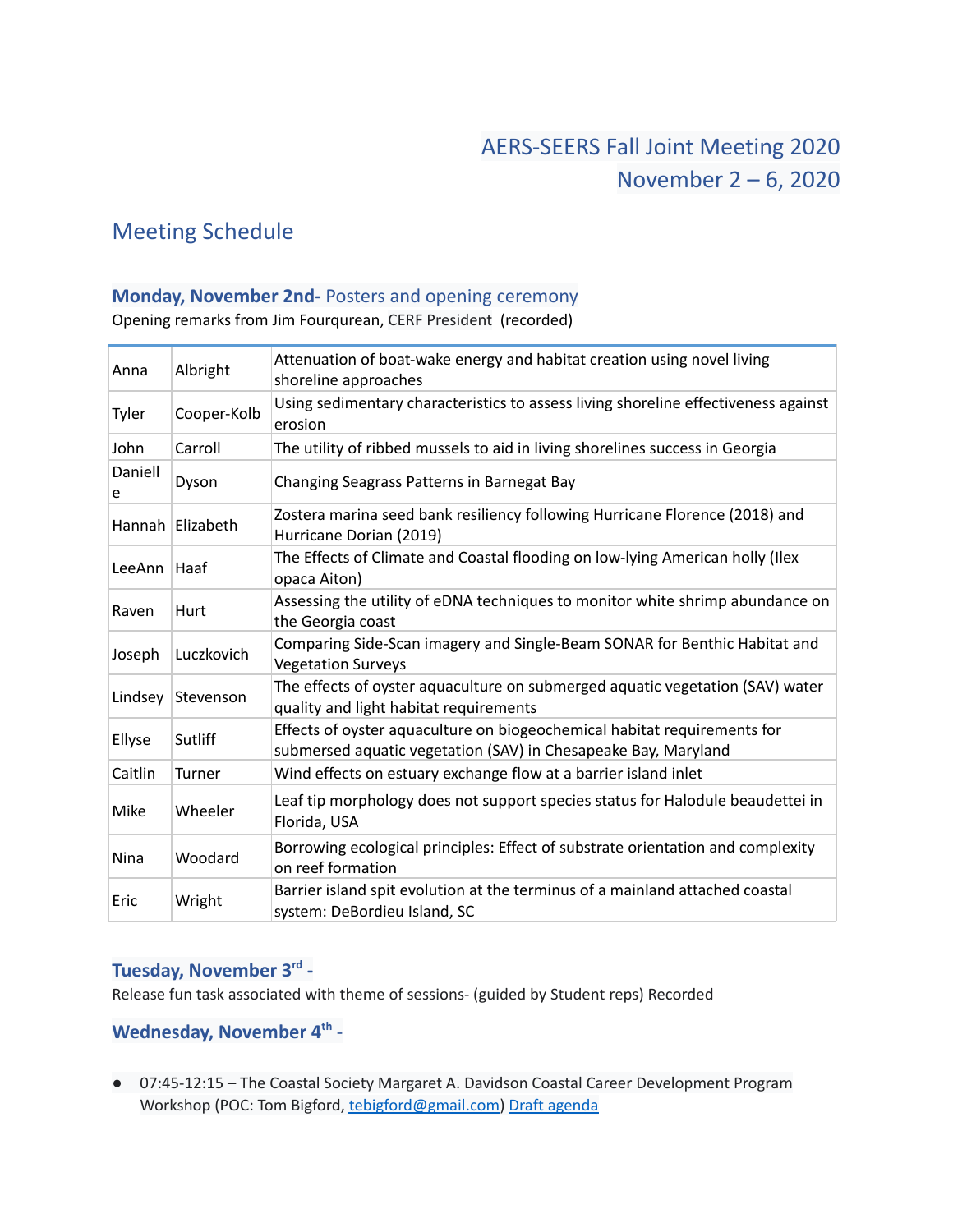# AERS-SEERS Fall Joint Meeting 2020
# November 2 – 6, 2020

## Meeting Schedule

### **Monday, November 2nd-** Posters and opening ceremony

Opening remarks from Jim Fourqurean, CERF President (recorded)

| | | |
|---|---|---|
| Anna | Albright | Attenuation of boat-wake energy and habitat creation using novel living shoreline approaches |
| Tyler | Cooper-Kolb | Using sedimentary characteristics to assess living shoreline effectiveness against erosion |
| John | Carroll | The utility of ribbed mussels to aid in living shorelines success in Georgia |
| Danielle | Dyson | Changing Seagrass Patterns in Barnegat Bay |
| Hannah | Elizabeth | Zostera marina seed bank resiliency following Hurricane Florence (2018) and Hurricane Dorian (2019) |
| LeeAnn | Haaf | The Effects of Climate and Coastal flooding on low-lying American holly (Ilex opaca Aiton) |
| Raven | Hurt | Assessing the utility of eDNA techniques to monitor white shrimp abundance on the Georgia coast |
| Joseph | Luczkovich | Comparing Side-Scan imagery and Single-Beam SONAR for Benthic Habitat and Vegetation Surveys |
| Lindsey | Stevenson | The effects of oyster aquaculture on submerged aquatic vegetation (SAV) water quality and light habitat requirements |
| Ellyse | Sutliff | Effects of oyster aquaculture on biogeochemical habitat requirements for submersed aquatic vegetation (SAV) in Chesapeake Bay, Maryland |
| Caitlin | Turner | Wind effects on estuary exchange flow at a barrier island inlet |
| Mike | Wheeler | Leaf tip morphology does not support species status for Halodule beaudettei in Florida, USA |
| Nina | Woodard | Borrowing ecological principles: Effect of substrate orientation and complexity on reef formation |
| Eric | Wright | Barrier island spit evolution at the terminus of a mainland attached coastal system: DeBordieu Island, SC |

### **Tuesday, November 3rd -**

Release fun task associated with theme of sessions- (guided by Student reps) Recorded

### **Wednesday, November 4th -**

- 07:45-12:15 – The Coastal Society Margaret A. Davidson Coastal Career Development Program Workshop (POC: Tom Bigford, tebigford@gmail.com) Draft agenda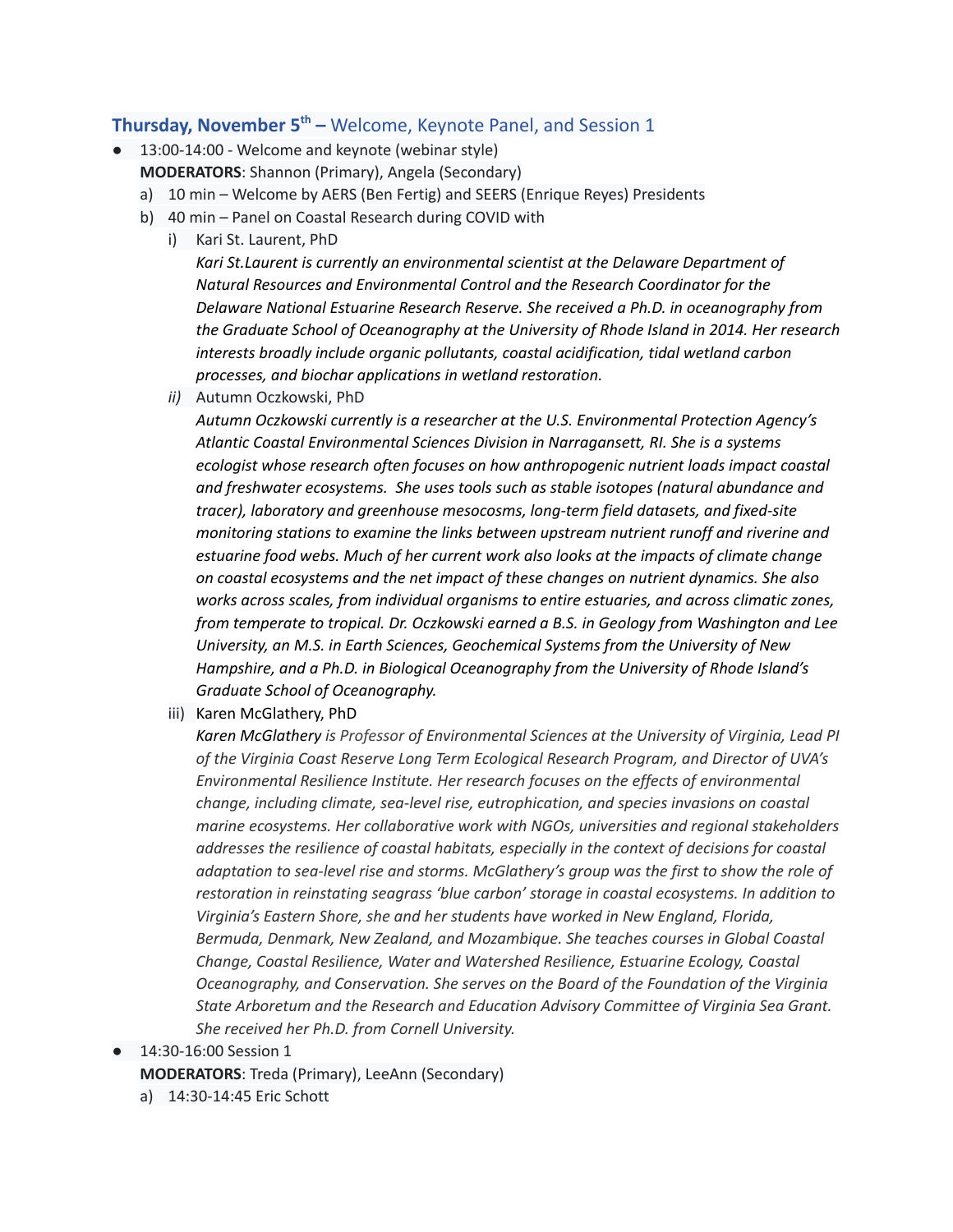## **Thursday, November 5th –** Welcome, Keynote Panel, and Session 1

- 13:00-14:00 - Welcome and keynote (webinar style)
  **MODERATORS**: Shannon (Primary), Angela (Secondary)
  a) 10 min – Welcome by AERS (Ben Fertig) and SEERS (Enrique Reyes) Presidents
  b) 40 min – Panel on Coastal Research during COVID with
     i) Kari St. Laurent, PhD
        *Kari St.Laurent is currently an environmental scientist at the Delaware Department of Natural Resources and Environmental Control and the Research Coordinator for the Delaware National Estuarine Research Reserve. She received a Ph.D. in oceanography from the Graduate School of Oceanography at the University of Rhode Island in 2014. Her research interests broadly include organic pollutants, coastal acidification, tidal wetland carbon processes, and biochar applications in wetland restoration.*
     *ii)* Autumn Oczkowski, PhD
        *Autumn Oczkowski currently is a researcher at the U.S. Environmental Protection Agency's Atlantic Coastal Environmental Sciences Division in Narragansett, RI. She is a systems ecologist whose research often focuses on how anthropogenic nutrient loads impact coastal and freshwater ecosystems. She uses tools such as stable isotopes (natural abundance and tracer), laboratory and greenhouse mesocosms, long-term field datasets, and fixed-site monitoring stations to examine the links between upstream nutrient runoff and riverine and estuarine food webs. Much of her current work also looks at the impacts of climate change on coastal ecosystems and the net impact of these changes on nutrient dynamics. She also works across scales, from individual organisms to entire estuaries, and across climatic zones, from temperate to tropical. Dr. Oczkowski earned a B.S. in Geology from Washington and Lee University, an M.S. in Earth Sciences, Geochemical Systems from the University of New Hampshire, and a Ph.D. in Biological Oceanography from the University of Rhode Island's Graduate School of Oceanography.*
     iii) Karen McGlathery, PhD
        *Karen McGlathery is Professor of Environmental Sciences at the University of Virginia, Lead PI of the Virginia Coast Reserve Long Term Ecological Research Program, and Director of UVA's Environmental Resilience Institute. Her research focuses on the effects of environmental change, including climate, sea-level rise, eutrophication, and species invasions on coastal marine ecosystems. Her collaborative work with NGOs, universities and regional stakeholders addresses the resilience of coastal habitats, especially in the context of decisions for coastal adaptation to sea-level rise and storms. McGlathery's group was the first to show the role of restoration in reinstating seagrass 'blue carbon' storage in coastal ecosystems. In addition to Virginia's Eastern Shore, she and her students have worked in New England, Florida, Bermuda, Denmark, New Zealand, and Mozambique. She teaches courses in Global Coastal Change, Coastal Resilience, Water and Watershed Resilience, Estuarine Ecology, Coastal Oceanography, and Conservation. She serves on the Board of the Foundation of the Virginia State Arboretum and the Research and Education Advisory Committee of Virginia Sea Grant. She received her Ph.D. from Cornell University.*
- 14:30-16:00 Session 1
  **MODERATORS**: Treda (Primary), LeeAnn (Secondary)
  a) 14:30-14:45 Eric Schott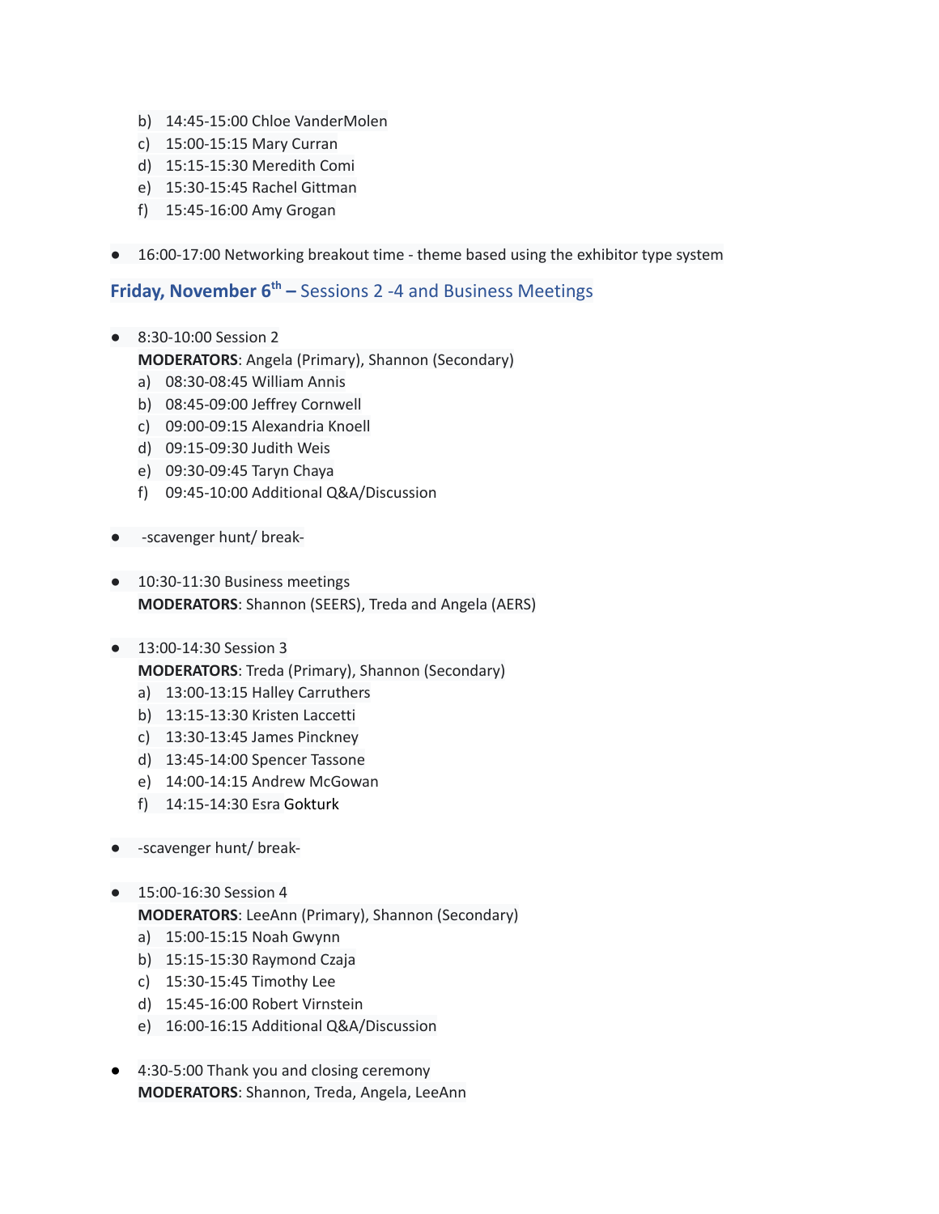b) 14:45-15:00 Chloe VanderMolen
c) 15:00-15:15 Mary Curran
d) 15:15-15:30 Meredith Comi
e) 15:30-15:45 Rachel Gittman
f) 15:45-16:00 Amy Grogan

- 16:00-17:00 Networking breakout time - theme based using the exhibitor type system

## **Friday, November 6th –** Sessions 2 -4 and Business Meetings

- 8:30-10:00 Session 2
  **MODERATORS**: Angela (Primary), Shannon (Secondary)
  a) 08:30-08:45 William Annis
  b) 08:45-09:00 Jeffrey Cornwell
  c) 09:00-09:15 Alexandria Knoell
  d) 09:15-09:30 Judith Weis
  e) 09:30-09:45 Taryn Chaya
  f) 09:45-10:00 Additional Q&A/Discussion

- -scavenger hunt/ break-

- 10:30-11:30 Business meetings
  **MODERATORS**: Shannon (SEERS), Treda and Angela (AERS)

- 13:00-14:30 Session 3
  **MODERATORS**: Treda (Primary), Shannon (Secondary)
  a) 13:00-13:15 Halley Carruthers
  b) 13:15-13:30 Kristen Laccetti
  c) 13:30-13:45 James Pinckney
  d) 13:45-14:00 Spencer Tassone
  e) 14:00-14:15 Andrew McGowan
  f) 14:15-14:30 Esra Gokturk

- -scavenger hunt/ break-

- 15:00-16:30 Session 4
  **MODERATORS**: LeeAnn (Primary), Shannon (Secondary)
  a) 15:00-15:15 Noah Gwynn
  b) 15:15-15:30 Raymond Czaja
  c) 15:30-15:45 Timothy Lee
  d) 15:45-16:00 Robert Virnstein
  e) 16:00-16:15 Additional Q&A/Discussion

- 4:30-5:00 Thank you and closing ceremony
  **MODERATORS**: Shannon, Treda, Angela, LeeAnn